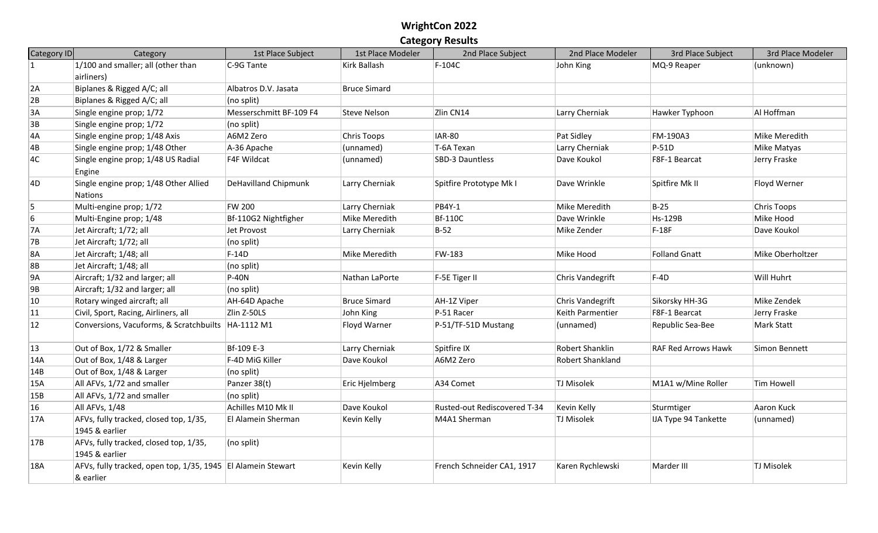# WrightCon 2022

## Category Results

| Category ID | Category | 1st Place Subject | 1st Place Modeler | 2nd Place Subject | 2nd Place Modeler | 3rd Place Subject | 3rd Place Modeler |
|---|---|---|---|---|---|---|---|
| 1 | 1/100 and smaller; all (other than airliners) | C-9G Tante | Kirk Ballash | F-104C | John King | MQ-9 Reaper | (unknown) |
| 2A | Biplanes & Rigged A/C; all | Albatros D.V. Jasata | Bruce Simard | | | | |
| 2B | Biplanes & Rigged A/C; all | (no split) | | | | | |
| 3A | Single engine prop; 1/72 | Messerschmitt BF-109 F4 | Steve Nelson | Zlin CN14 | Larry Cherniak | Hawker Typhoon | Al Hoffman |
| 3B | Single engine prop; 1/72 | (no split) | | | | | |
| 4A | Single engine prop; 1/48 Axis | A6M2 Zero | Chris Toops | IAR-80 | Pat Sidley | FM-190A3 | Mike Meredith |
| 4B | Single engine prop; 1/48 Other | A-36 Apache | (unnamed) | T-6A Texan | Larry Cherniak | P-51D | Mike Matyas |
| 4C | Single engine prop; 1/48 US Radial Engine | F4F Wildcat | (unnamed) | SBD-3 Dauntless | Dave Koukol | F8F-1 Bearcat | Jerry Fraske |
| 4D | Single engine prop; 1/48 Other Allied Nations | DeHavilland Chipmunk | Larry Cherniak | Spitfire Prototype Mk I | Dave Wrinkle | Spitfire Mk II | Floyd Werner |
| 5 | Multi-engine prop; 1/72 | FW 200 | Larry Cherniak | PB4Y-1 | Mike Meredith | B-25 | Chris Toops |
| 6 | Multi-Engine prop; 1/48 | Bf-110G2 Nightfigher | Mike Meredith | Bf-110C | Dave Wrinkle | Hs-129B | Mike Hood |
| 7A | Jet Aircraft; 1/72; all | Jet Provost | Larry Cherniak | B-52 | Mike Zender | F-18F | Dave Koukol |
| 7B | Jet Aircraft; 1/72; all | (no split) | | | | | |
| 8A | Jet Aircraft; 1/48; all | F-14D | Mike Meredith | FW-183 | Mike Hood | Folland Gnatt | Mike Oberholtzer |
| 8B | Jet Aircraft; 1/48; all | (no split) | | | | | |
| 9A | Aircraft; 1/32 and larger; all | P-40N | Nathan LaPorte | F-5E Tiger II | Chris Vandegrift | F-4D | Will Huhrt |
| 9B | Aircraft; 1/32 and larger; all | (no split) | | | | | |
| 10 | Rotary winged aircraft; all | AH-64D Apache | Bruce Simard | AH-1Z Viper | Chris Vandegrift | Sikorsky HH-3G | Mike Zendek |
| 11 | Civil, Sport, Racing, Airliners, all | Zlin Z-50LS | John King | P-51 Racer | Keith Parmentier | F8F-1 Bearcat | Jerry Fraske |
| 12 | Conversions, Vacuforms, & Scratchbuilts | HA-1112 M1 | Floyd Warner | P-51/TF-51D Mustang | (unnamed) | Republic Sea-Bee | Mark Statt |
| 13 | Out of Box, 1/72 & Smaller | Bf-109 E-3 | Larry Cherniak | Spitfire IX | Robert Shanklin | RAF Red Arrows Hawk | Simon Bennett |
| 14A | Out of Box, 1/48 & Larger | F-4D MiG Killer | Dave Koukol | A6M2 Zero | Robert Shankland | | |
| 14B | Out of Box, 1/48 & Larger | (no split) | | | | | |
| 15A | All AFVs, 1/72 and smaller | Panzer 38(t) | Eric Hjelmberg | A34 Comet | TJ Misolek | M1A1 w/Mine Roller | Tim Howell |
| 15B | All AFVs, 1/72 and smaller | (no split) | | | | | |
| 16 | All AFVs, 1/48 | Achilles M10 Mk II | Dave Koukol | Rusted-out Rediscovered T-34 | Kevin Kelly | Sturmtiger | Aaron Kuck |
| 17A | AFVs, fully tracked, closed top, 1/35, 1945 & earlier | El Alamein Sherman | Kevin Kelly | M4A1 Sherman | TJ Misolek | IJA Type 94 Tankette | (unnamed) |
| 17B | AFVs, fully tracked, closed top, 1/35, 1945 & earlier | (no split) | | | | | |
| 18A | AFVs, fully tracked, open top, 1/35, 1945 & earlier | El Alamein Stewart | Kevin Kelly | French Schneider CA1, 1917 | Karen Rychlewski | Marder III | TJ Misolek |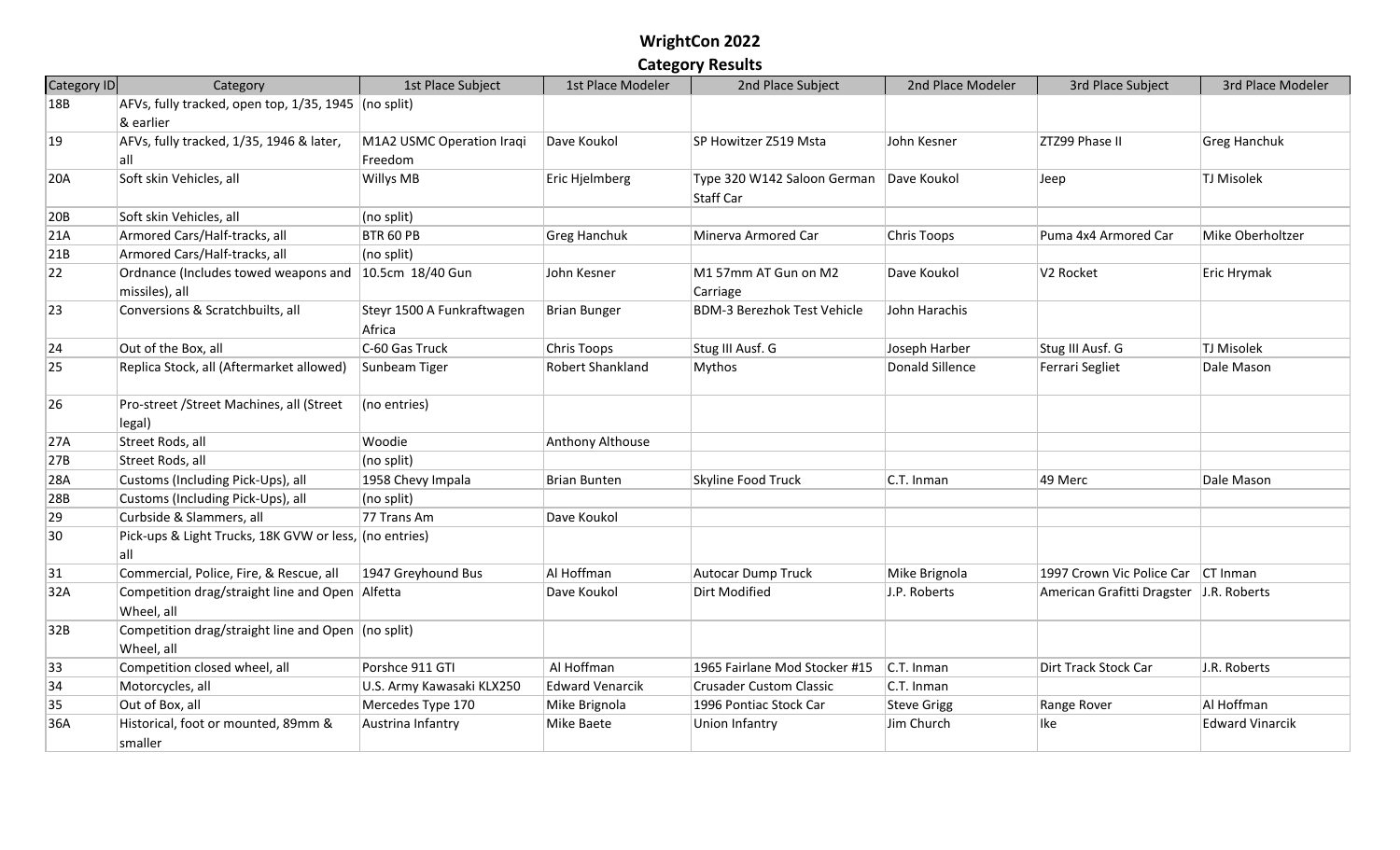# WrightCon 2022

## Category Results

| Category ID | Category | 1st Place Subject | 1st Place Modeler | 2nd Place Subject | 2nd Place Modeler | 3rd Place Subject | 3rd Place Modeler |
|---|---|---|---|---|---|---|---|
| 18B | AFVs, fully tracked, open top, 1/35, 1945 & earlier | (no split) | | | | | |
| 19 | AFVs, fully tracked, 1/35, 1946 & later, all | M1A2 USMC Operation Iraqi Freedom | Dave Koukol | SP Howitzer Z519 Msta | John Kesner | ZTZ99 Phase II | Greg Hanchuk |
| 20A | Soft skin Vehicles, all | Willys MB | Eric Hjelmberg | Type 320 W142 Saloon German Staff Car | Dave Koukol | Jeep | TJ Misolek |
| 20B | Soft skin Vehicles, all | (no split) | | | | | |
| 21A | Armored Cars/Half-tracks, all | BTR 60 PB | Greg Hanchuk | Minerva Armored Car | Chris Toops | Puma 4x4 Armored Car | Mike Oberholtzer |
| 21B | Armored Cars/Half-tracks, all | (no split) | | | | | |
| 22 | Ordnance (Includes towed weapons and missiles), all | 10.5cm 18/40 Gun | John Kesner | M1 57mm AT Gun on M2 Carriage | Dave Koukol | V2 Rocket | Eric Hrymak |
| 23 | Conversions & Scratchbuilts, all | Steyr 1500 A Funkraftwagen Africa | Brian Bunger | BDM-3 Berezhok Test Vehicle | John Harachis | | |
| 24 | Out of the Box, all | C-60 Gas Truck | Chris Toops | Stug III Ausf. G | Joseph Harber | Stug III Ausf. G | TJ Misolek |
| 25 | Replica Stock, all (Aftermarket allowed) | Sunbeam Tiger | Robert Shankland | Mythos | Donald Sillence | Ferrari Segliet | Dale Mason |
| 26 | Pro-street /Street Machines, all (Street legal) | (no entries) | | | | | |
| 27A | Street Rods, all | Woodie | Anthony Althouse | | | | |
| 27B | Street Rods, all | (no split) | | | | | |
| 28A | Customs (Including Pick-Ups), all | 1958 Chevy Impala | Brian Bunten | Skyline Food Truck | C.T. Inman | 49 Merc | Dale Mason |
| 28B | Customs (Including Pick-Ups), all | (no split) | | | | | |
| 29 | Curbside & Slammers, all | 77 Trans Am | Dave Koukol | | | | |
| 30 | Pick-ups & Light Trucks, 18K GVW or less, all | (no entries) | | | | | |
| 31 | Commercial, Police, Fire, & Rescue, all | 1947 Greyhound Bus | Al Hoffman | Autocar Dump Truck | Mike Brignola | 1997 Crown Vic Police Car | CT Inman |
| 32A | Competition drag/straight line and Open Wheel, all | Alfetta | Dave Koukol | Dirt Modified | J.P. Roberts | American Grafitti Dragster | J.R. Roberts |
| 32B | Competition drag/straight line and Open Wheel, all | (no split) | | | | | |
| 33 | Competition closed wheel, all | Porshce 911 GTI | Al Hoffman | 1965 Fairlane Mod Stocker #15 | C.T. Inman | Dirt Track Stock Car | J.R. Roberts |
| 34 | Motorcycles, all | U.S. Army Kawasaki KLX250 | Edward Venarcik | Crusader Custom Classic | C.T. Inman | | |
| 35 | Out of Box, all | Mercedes Type 170 | Mike Brignola | 1996 Pontiac Stock Car | Steve Grigg | Range Rover | Al Hoffman |
| 36A | Historical, foot or mounted, 89mm & smaller | Austrina Infantry | Mike Baete | Union Infantry | Jim Church | Ike | Edward Vinarcik |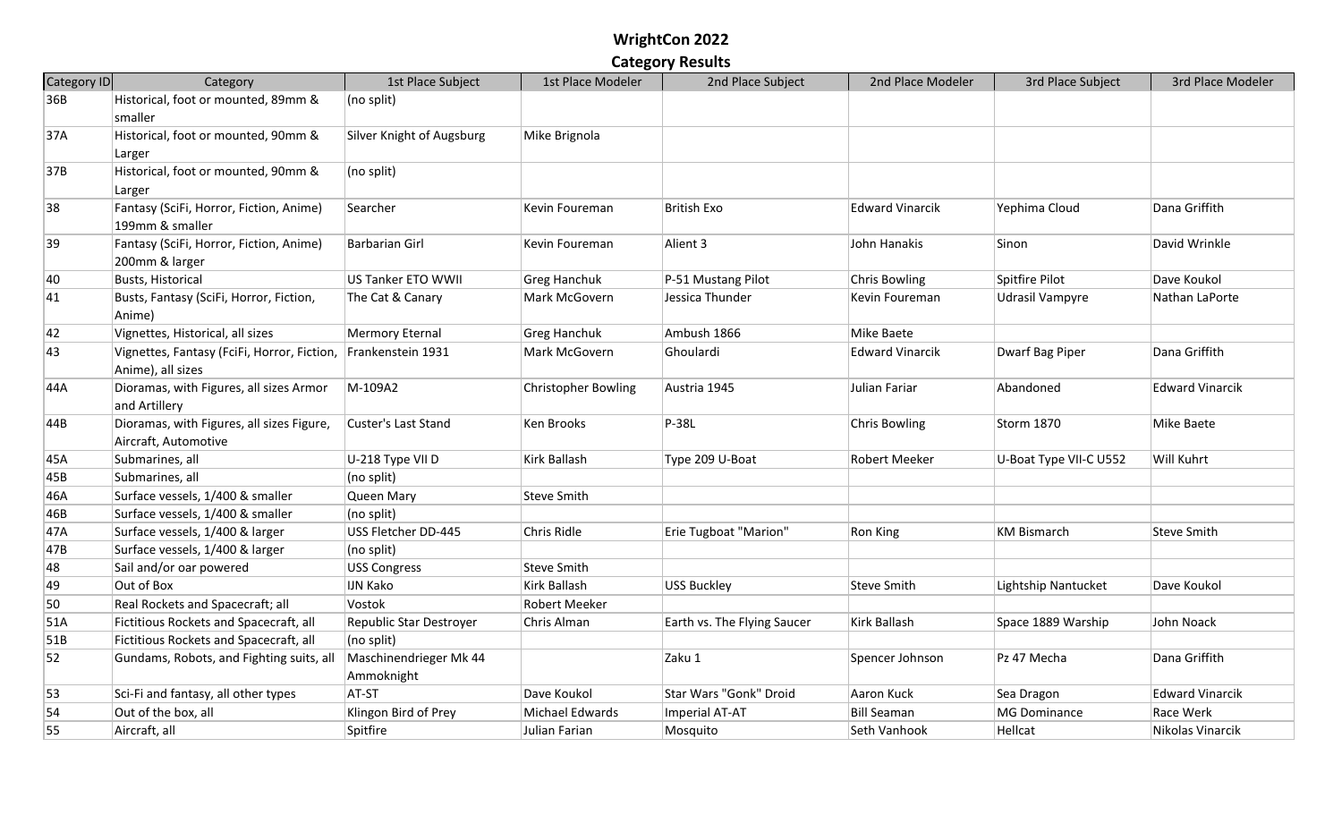# WrightCon 2022

## Category Results

| Category ID | Category | 1st Place Subject | 1st Place Modeler | 2nd Place Subject | 2nd Place Modeler | 3rd Place Subject | 3rd Place Modeler |
|---|---|---|---|---|---|---|---|
| 36B | Historical, foot or mounted, 89mm & smaller | (no split) | | | | | |
| 37A | Historical, foot or mounted, 90mm & Larger | Silver Knight of Augsburg | Mike Brignola | | | | |
| 37B | Historical, foot or mounted, 90mm & Larger | (no split) | | | | | |
| 38 | Fantasy (SciFi, Horror, Fiction, Anime) 199mm & smaller | Searcher | Kevin Foureman | British Exo | Edward Vinarcik | Yephima Cloud | Dana Griffith |
| 39 | Fantasy (SciFi, Horror, Fiction, Anime) 200mm & larger | Barbarian Girl | Kevin Foureman | Alient 3 | John Hanakis | Sinon | David Wrinkle |
| 40 | Busts, Historical | US Tanker ETO WWII | Greg Hanchuk | P-51 Mustang Pilot | Chris Bowling | Spitfire Pilot | Dave Koukol |
| 41 | Busts, Fantasy (SciFi, Horror, Fiction, Anime) | The Cat & Canary | Mark McGovern | Jessica Thunder | Kevin Foureman | Udrasil Vampyre | Nathan LaPorte |
| 42 | Vignettes, Historical, all sizes | Mermory Eternal | Greg Hanchuk | Ambush 1866 | Mike Baete | | |
| 43 | Vignettes, Fantasy (FciFi, Horror, Fiction, Anime), all sizes | Frankenstein 1931 | Mark McGovern | Ghoulardi | Edward Vinarcik | Dwarf Bag Piper | Dana Griffith |
| 44A | Dioramas, with Figures, all sizes Armor and Artillery | M-109A2 | Christopher Bowling | Austria 1945 | Julian Fariar | Abandoned | Edward Vinarcik |
| 44B | Dioramas, with Figures, all sizes Figure, Aircraft, Automotive | Custer's Last Stand | Ken Brooks | P-38L | Chris Bowling | Storm 1870 | Mike Baete |
| 45A | Submarines, all | U-218 Type VII D | Kirk Ballash | Type 209 U-Boat | Robert Meeker | U-Boat Type VII-C U552 | Will Kuhrt |
| 45B | Submarines, all | (no split) | | | | | |
| 46A | Surface vessels, 1/400 & smaller | Queen Mary | Steve Smith | | | | |
| 46B | Surface vessels, 1/400 & smaller | (no split) | | | | | |
| 47A | Surface vessels, 1/400 & larger | USS Fletcher DD-445 | Chris Ridle | Erie Tugboat "Marion" | Ron King | KM Bismarch | Steve Smith |
| 47B | Surface vessels, 1/400 & larger | (no split) | | | | | |
| 48 | Sail and/or oar powered | USS Congress | Steve Smith | | | | |
| 49 | Out of Box | IJN Kako | Kirk Ballash | USS Buckley | Steve Smith | Lightship Nantucket | Dave Koukol |
| 50 | Real Rockets and Spacecraft; all | Vostok | Robert Meeker | | | | |
| 51A | Fictitious Rockets and Spacecraft, all | Republic Star Destroyer | Chris Alman | Earth vs. The Flying Saucer | Kirk Ballash | Space 1889 Warship | John Noack |
| 51B | Fictitious Rockets and Spacecraft, all | (no split) | | | | | |
| 52 | Gundams, Robots, and Fighting suits, all | Maschinendrieger Mk 44 Ammoknight | | Zaku 1 | Spencer Johnson | Pz 47 Mecha | Dana Griffith |
| 53 | Sci-Fi and fantasy, all other types | AT-ST | Dave Koukol | Star Wars "Gonk" Droid | Aaron Kuck | Sea Dragon | Edward Vinarcik |
| 54 | Out of the box, all | Klingon Bird of Prey | Michael Edwards | Imperial AT-AT | Bill Seaman | MG Dominance | Race Werk |
| 55 | Aircraft, all | Spitfire | Julian Farian | Mosquito | Seth Vanhook | Hellcat | Nikolas Vinarcik |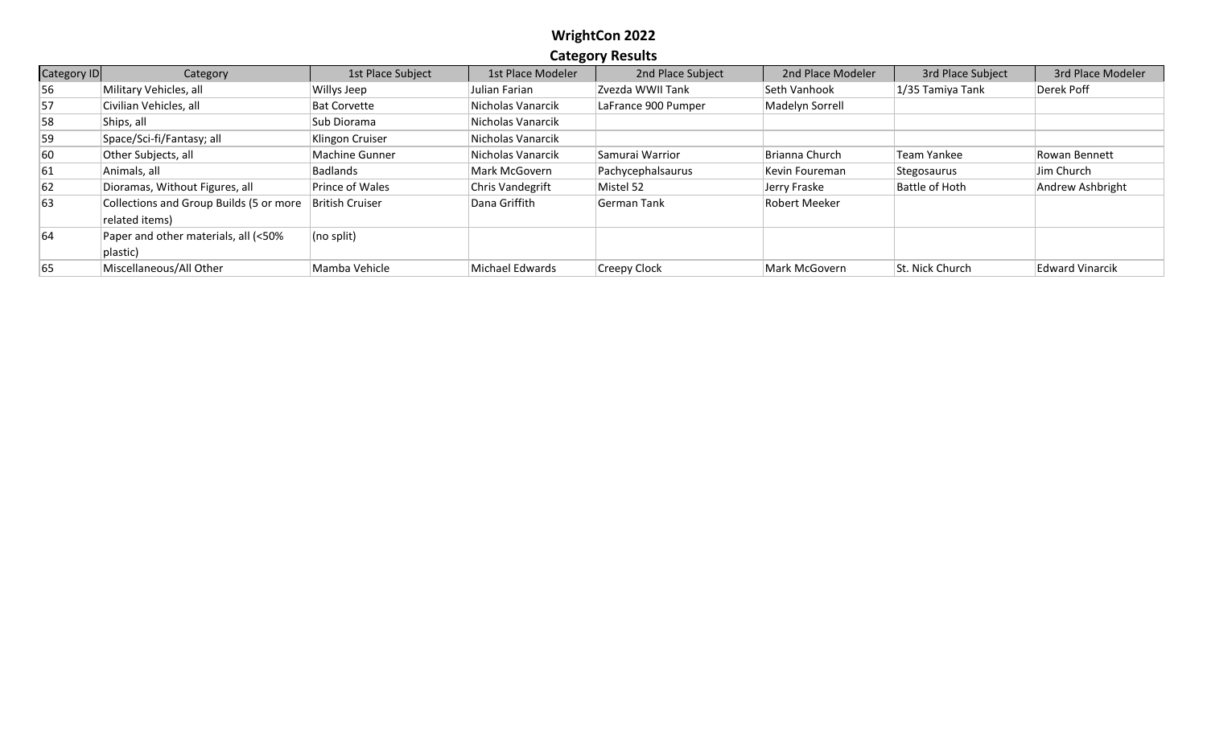# WrightCon 2022

## Category Results

| Category ID | Category | 1st Place Subject | 1st Place Modeler | 2nd Place Subject | 2nd Place Modeler | 3rd Place Subject | 3rd Place Modeler |
|---|---|---|---|---|---|---|---|
| 56 | Military Vehicles, all | Willys Jeep | Julian Farian | Zvezda WWII Tank | Seth Vanhook | 1/35 Tamiya Tank | Derek Poff |
| 57 | Civilian Vehicles, all | Bat Corvette | Nicholas Vanarcik | LaFrance 900 Pumper | Madelyn Sorrell | | |
| 58 | Ships, all | Sub Diorama | Nicholas Vanarcik | | | | |
| 59 | Space/Sci-fi/Fantasy; all | Klingon Cruiser | Nicholas Vanarcik | | | | |
| 60 | Other Subjects, all | Machine Gunner | Nicholas Vanarcik | Samurai Warrior | Brianna Church | Team Yankee | Rowan Bennett |
| 61 | Animals, all | Badlands | Mark McGovern | Pachycephalsaurus | Kevin Foureman | Stegosaurus | Jim Church |
| 62 | Dioramas, Without Figures, all | Prince of Wales | Chris Vandegrift | Mistel 52 | Jerry Fraske | Battle of Hoth | Andrew Ashbright |
| 63 | Collections and Group Builds (5 or more related items) | British Cruiser | Dana Griffith | German Tank | Robert Meeker | | |
| 64 | Paper and other materials, all (<50% plastic) | (no split) | | | | | |
| 65 | Miscellaneous/All Other | Mamba Vehicle | Michael Edwards | Creepy Clock | Mark McGovern | St. Nick Church | Edward Vinarcik |